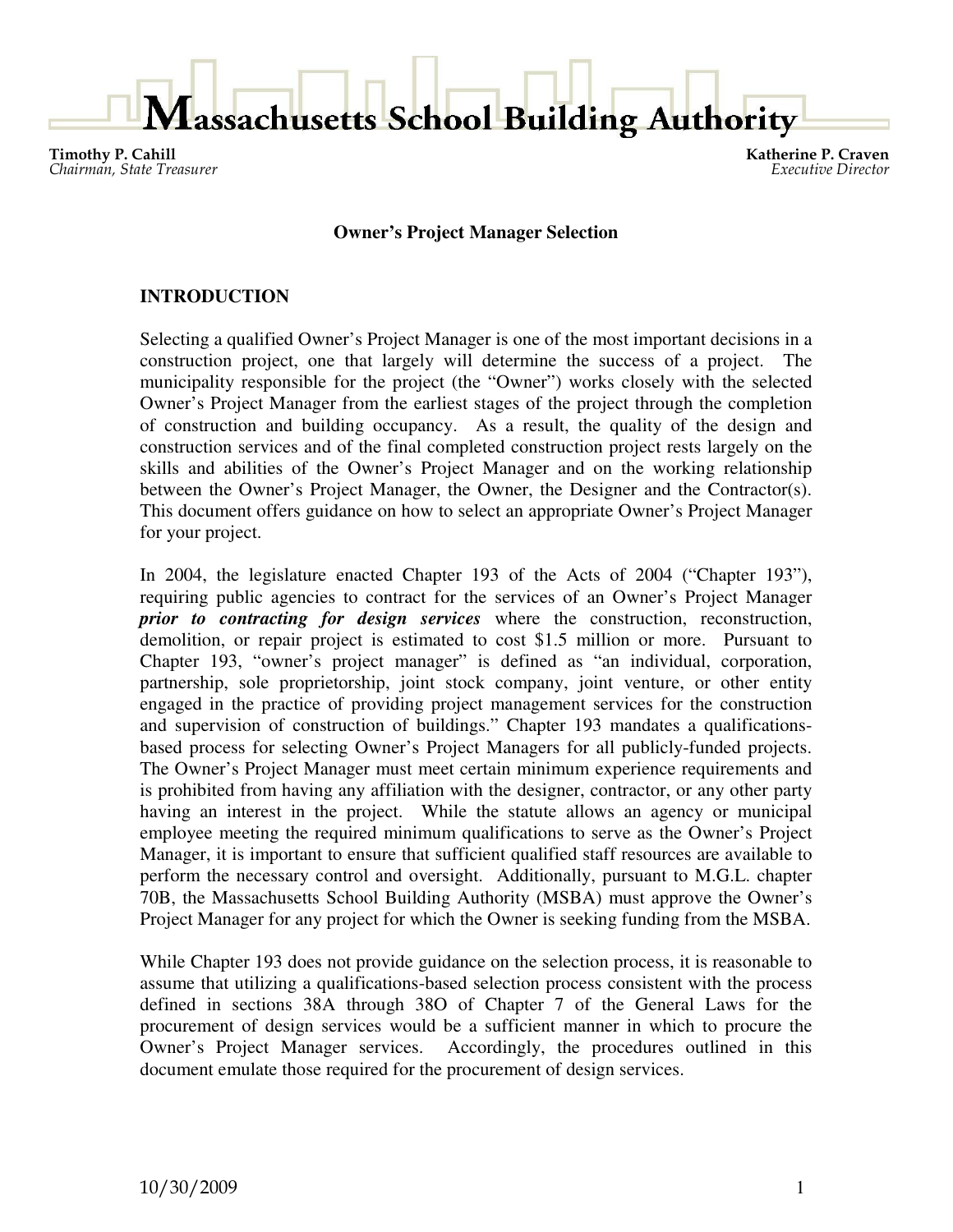# Massachusetts School Building Authority

**Timothy P. Cahill**
*Chairman, State Treasurer*

**Katherine P. Craven**
*Executive Director*

## Owner's Project Manager Selection

### INTRODUCTION

Selecting a qualified Owner's Project Manager is one of the most important decisions in a construction project, one that largely will determine the success of a project. The municipality responsible for the project (the "Owner") works closely with the selected Owner's Project Manager from the earliest stages of the project through the completion of construction and building occupancy. As a result, the quality of the design and construction services and of the final completed construction project rests largely on the skills and abilities of the Owner's Project Manager and on the working relationship between the Owner's Project Manager, the Owner, the Designer and the Contractor(s). This document offers guidance on how to select an appropriate Owner's Project Manager for your project.

In 2004, the legislature enacted Chapter 193 of the Acts of 2004 ("Chapter 193"), requiring public agencies to contract for the services of an Owner's Project Manager ***prior to contracting for design services*** where the construction, reconstruction, demolition, or repair project is estimated to cost $1.5 million or more. Pursuant to Chapter 193, "owner's project manager" is defined as "an individual, corporation, partnership, sole proprietorship, joint stock company, joint venture, or other entity engaged in the practice of providing project management services for the construction and supervision of construction of buildings." Chapter 193 mandates a qualifications-based process for selecting Owner's Project Managers for all publicly-funded projects. The Owner's Project Manager must meet certain minimum experience requirements and is prohibited from having any affiliation with the designer, contractor, or any other party having an interest in the project. While the statute allows an agency or municipal employee meeting the required minimum qualifications to serve as the Owner's Project Manager, it is important to ensure that sufficient qualified staff resources are available to perform the necessary control and oversight. Additionally, pursuant to M.G.L. chapter 70B, the Massachusetts School Building Authority (MSBA) must approve the Owner's Project Manager for any project for which the Owner is seeking funding from the MSBA.

While Chapter 193 does not provide guidance on the selection process, it is reasonable to assume that utilizing a qualifications-based selection process consistent with the process defined in sections 38A through 38O of Chapter 7 of the General Laws for the procurement of design services would be a sufficient manner in which to procure the Owner's Project Manager services. Accordingly, the procedures outlined in this document emulate those required for the procurement of design services.

10/30/2009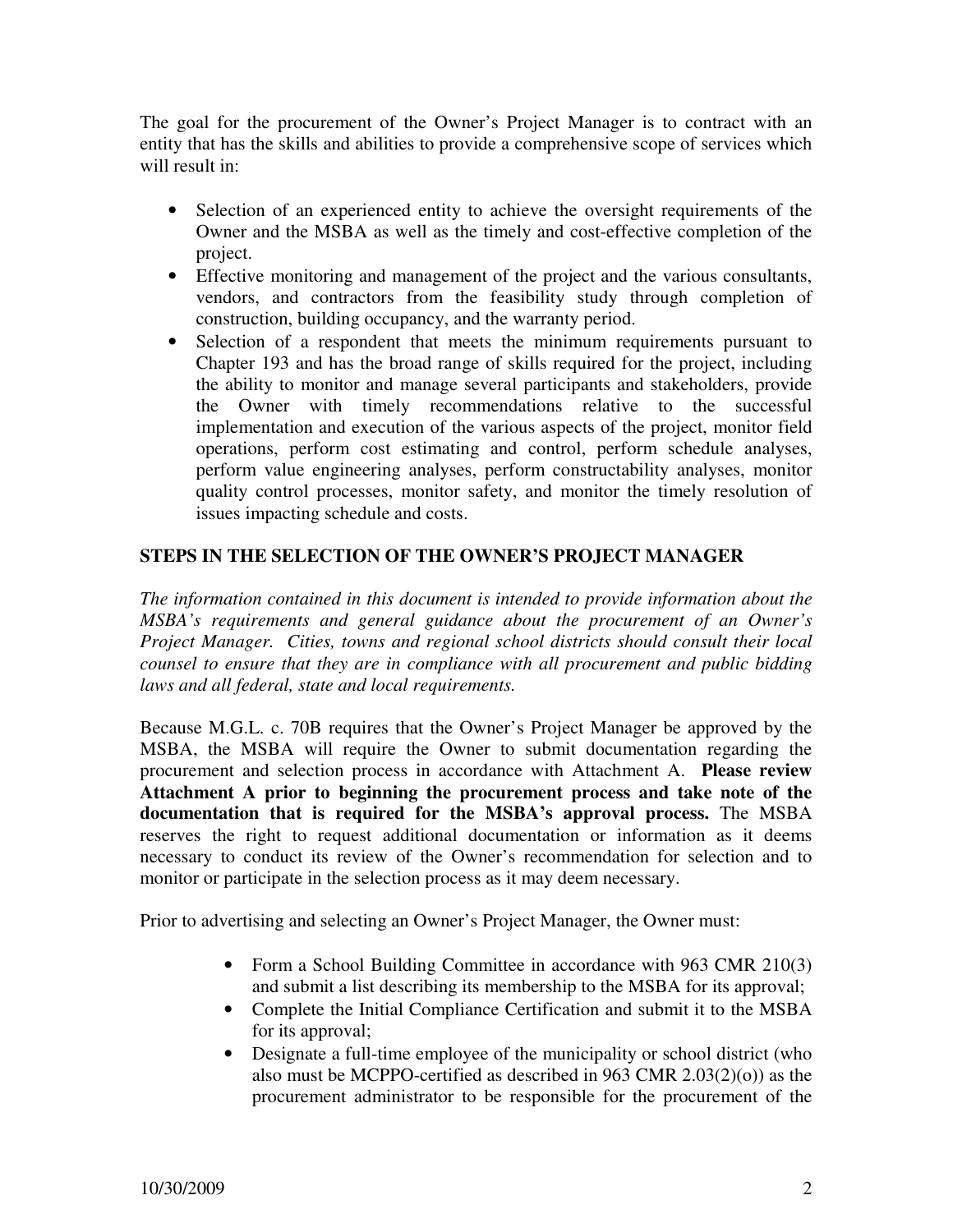The goal for the procurement of the Owner's Project Manager is to contract with an entity that has the skills and abilities to provide a comprehensive scope of services which will result in:

- Selection of an experienced entity to achieve the oversight requirements of the Owner and the MSBA as well as the timely and cost-effective completion of the project.
- Effective monitoring and management of the project and the various consultants, vendors, and contractors from the feasibility study through completion of construction, building occupancy, and the warranty period.
- Selection of a respondent that meets the minimum requirements pursuant to Chapter 193 and has the broad range of skills required for the project, including the ability to monitor and manage several participants and stakeholders, provide the Owner with timely recommendations relative to the successful implementation and execution of the various aspects of the project, monitor field operations, perform cost estimating and control, perform schedule analyses, perform value engineering analyses, perform constructability analyses, monitor quality control processes, monitor safety, and monitor the timely resolution of issues impacting schedule and costs.

## STEPS IN THE SELECTION OF THE OWNER'S PROJECT MANAGER

*The information contained in this document is intended to provide information about the MSBA's requirements and general guidance about the procurement of an Owner's Project Manager. Cities, towns and regional school districts should consult their local counsel to ensure that they are in compliance with all procurement and public bidding laws and all federal, state and local requirements.*

Because M.G.L. c. 70B requires that the Owner's Project Manager be approved by the MSBA, the MSBA will require the Owner to submit documentation regarding the procurement and selection process in accordance with Attachment A. **Please review Attachment A prior to beginning the procurement process and take note of the documentation that is required for the MSBA's approval process.** The MSBA reserves the right to request additional documentation or information as it deems necessary to conduct its review of the Owner's recommendation for selection and to monitor or participate in the selection process as it may deem necessary.

Prior to advertising and selecting an Owner's Project Manager, the Owner must:

- Form a School Building Committee in accordance with 963 CMR 210(3) and submit a list describing its membership to the MSBA for its approval;
- Complete the Initial Compliance Certification and submit it to the MSBA for its approval;
- Designate a full-time employee of the municipality or school district (who also must be MCPPO-certified as described in 963 CMR 2.03(2)(o)) as the procurement administrator to be responsible for the procurement of the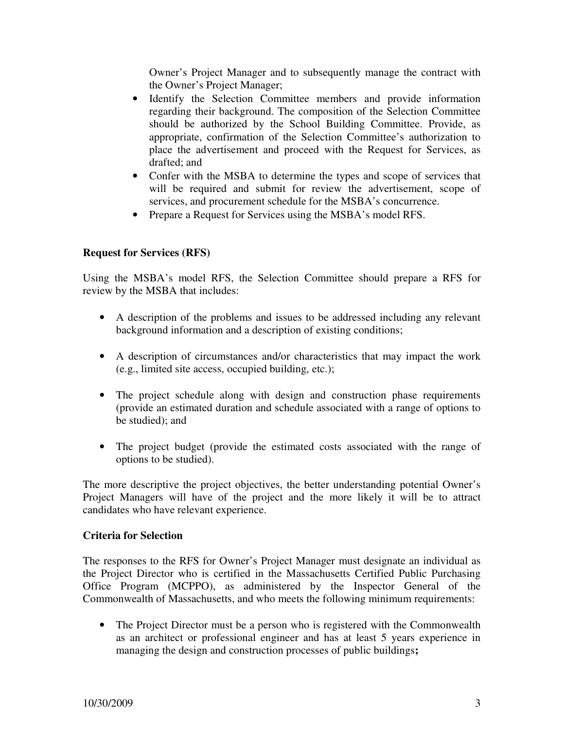Owner's Project Manager and to subsequently manage the contract with the Owner's Project Manager;

- Identify the Selection Committee members and provide information regarding their background. The composition of the Selection Committee should be authorized by the School Building Committee. Provide, as appropriate, confirmation of the Selection Committee's authorization to place the advertisement and proceed with the Request for Services, as drafted; and
- Confer with the MSBA to determine the types and scope of services that will be required and submit for review the advertisement, scope of services, and procurement schedule for the MSBA's concurrence.
- Prepare a Request for Services using the MSBA's model RFS.

**Request for Services (RFS)**

Using the MSBA's model RFS, the Selection Committee should prepare a RFS for review by the MSBA that includes:

- A description of the problems and issues to be addressed including any relevant background information and a description of existing conditions;
- A description of circumstances and/or characteristics that may impact the work (e.g., limited site access, occupied building, etc.);
- The project schedule along with design and construction phase requirements (provide an estimated duration and schedule associated with a range of options to be studied); and
- The project budget (provide the estimated costs associated with the range of options to be studied).

The more descriptive the project objectives, the better understanding potential Owner's Project Managers will have of the project and the more likely it will be to attract candidates who have relevant experience.

**Criteria for Selection**

The responses to the RFS for Owner's Project Manager must designate an individual as the Project Director who is certified in the Massachusetts Certified Public Purchasing Office Program (MCPPO), as administered by the Inspector General of the Commonwealth of Massachusetts, and who meets the following minimum requirements:

- The Project Director must be a person who is registered with the Commonwealth as an architect or professional engineer and has at least 5 years experience in managing the design and construction processes of public buildings**;**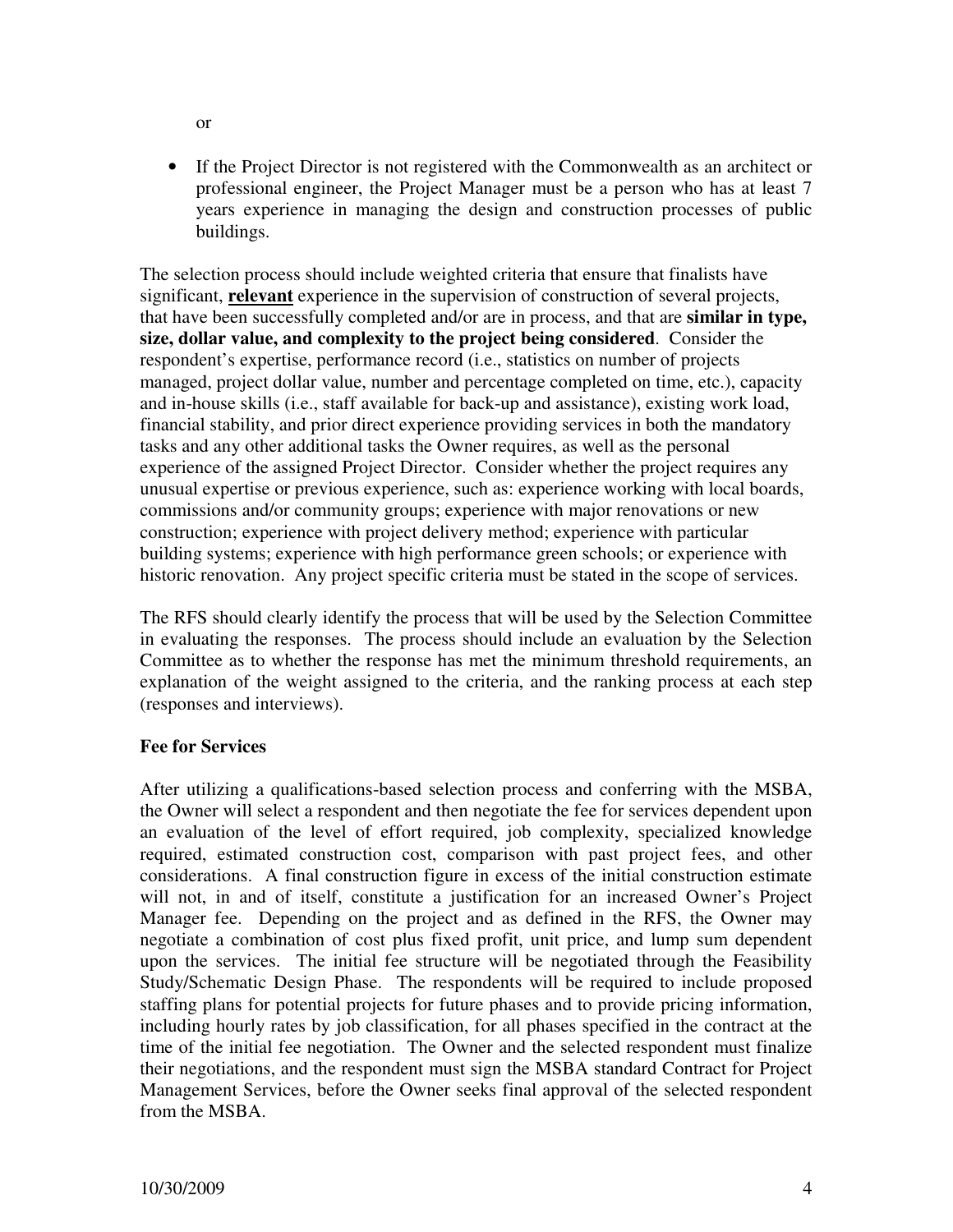or

- If the Project Director is not registered with the Commonwealth as an architect or professional engineer, the Project Manager must be a person who has at least 7 years experience in managing the design and construction processes of public buildings.

The selection process should include weighted criteria that ensure that finalists have significant, **relevant** experience in the supervision of construction of several projects, that have been successfully completed and/or are in process, and that are **similar in type, size, dollar value, and complexity to the project being considered**. Consider the respondent's expertise, performance record (i.e., statistics on number of projects managed, project dollar value, number and percentage completed on time, etc.), capacity and in-house skills (i.e., staff available for back-up and assistance), existing work load, financial stability, and prior direct experience providing services in both the mandatory tasks and any other additional tasks the Owner requires, as well as the personal experience of the assigned Project Director. Consider whether the project requires any unusual expertise or previous experience, such as: experience working with local boards, commissions and/or community groups; experience with major renovations or new construction; experience with project delivery method; experience with particular building systems; experience with high performance green schools; or experience with historic renovation. Any project specific criteria must be stated in the scope of services.

The RFS should clearly identify the process that will be used by the Selection Committee in evaluating the responses. The process should include an evaluation by the Selection Committee as to whether the response has met the minimum threshold requirements, an explanation of the weight assigned to the criteria, and the ranking process at each step (responses and interviews).

**Fee for Services**

After utilizing a qualifications-based selection process and conferring with the MSBA, the Owner will select a respondent and then negotiate the fee for services dependent upon an evaluation of the level of effort required, job complexity, specialized knowledge required, estimated construction cost, comparison with past project fees, and other considerations. A final construction figure in excess of the initial construction estimate will not, in and of itself, constitute a justification for an increased Owner's Project Manager fee. Depending on the project and as defined in the RFS, the Owner may negotiate a combination of cost plus fixed profit, unit price, and lump sum dependent upon the services. The initial fee structure will be negotiated through the Feasibility Study/Schematic Design Phase. The respondents will be required to include proposed staffing plans for potential projects for future phases and to provide pricing information, including hourly rates by job classification, for all phases specified in the contract at the time of the initial fee negotiation. The Owner and the selected respondent must finalize their negotiations, and the respondent must sign the MSBA standard Contract for Project Management Services, before the Owner seeks final approval of the selected respondent from the MSBA.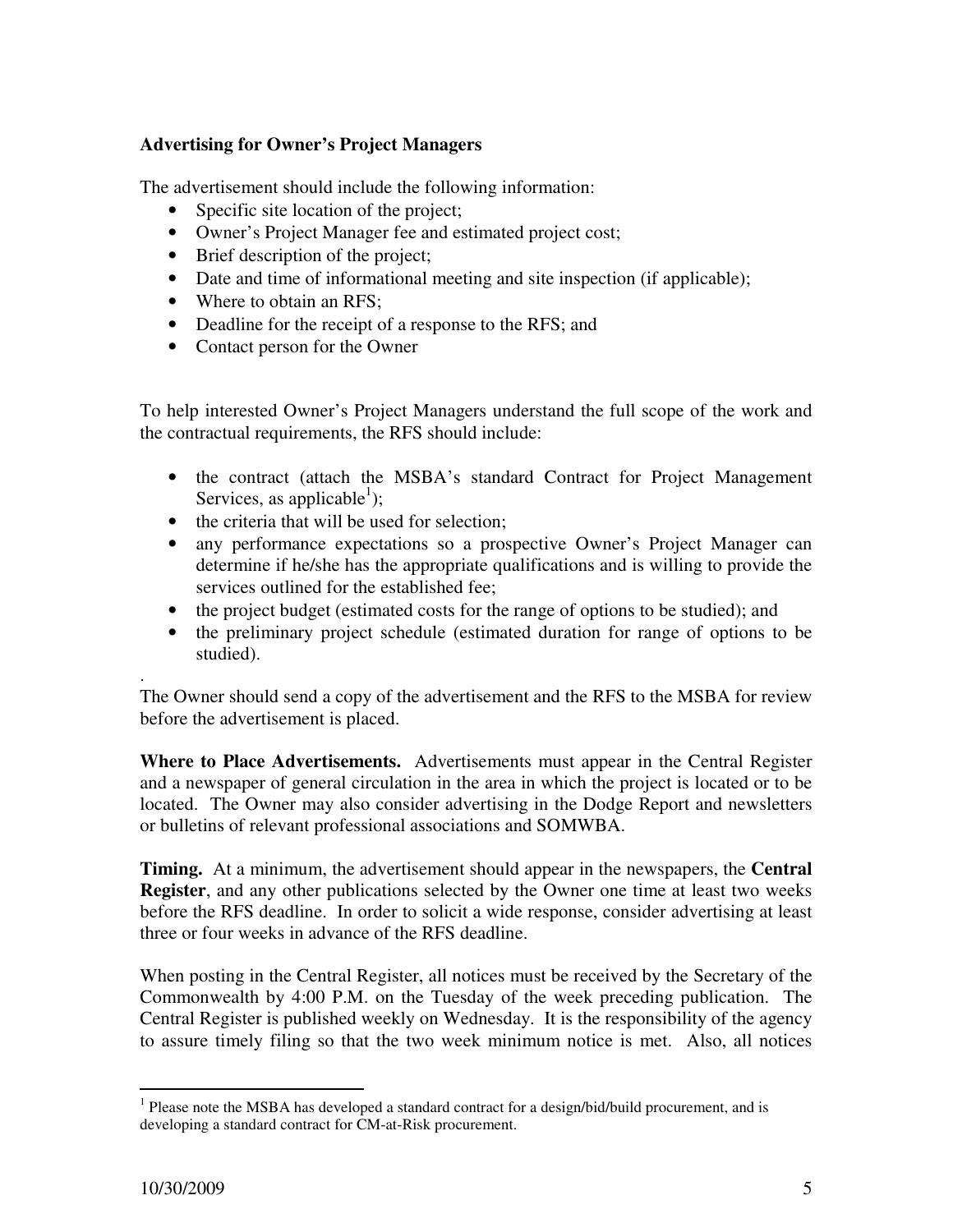**Advertising for Owner's Project Managers**

The advertisement should include the following information:

- Specific site location of the project;
- Owner's Project Manager fee and estimated project cost;
- Brief description of the project;
- Date and time of informational meeting and site inspection (if applicable);
- Where to obtain an RFS;
- Deadline for the receipt of a response to the RFS; and
- Contact person for the Owner

To help interested Owner's Project Managers understand the full scope of the work and the contractual requirements, the RFS should include:

- the contract (attach the MSBA's standard Contract for Project Management Services, as applicable[1]);
- the criteria that will be used for selection;
- any performance expectations so a prospective Owner's Project Manager can determine if he/she has the appropriate qualifications and is willing to provide the services outlined for the established fee;
- the project budget (estimated costs for the range of options to be studied); and
- the preliminary project schedule (estimated duration for range of options to be studied).

.
The Owner should send a copy of the advertisement and the RFS to the MSBA for review before the advertisement is placed.

**Where to Place Advertisements.** Advertisements must appear in the Central Register and a newspaper of general circulation in the area in which the project is located or to be located. The Owner may also consider advertising in the Dodge Report and newsletters or bulletins of relevant professional associations and SOMWBA.

**Timing.** At a minimum, the advertisement should appear in the newspapers, the **Central Register**, and any other publications selected by the Owner one time at least two weeks before the RFS deadline. In order to solicit a wide response, consider advertising at least three or four weeks in advance of the RFS deadline.

When posting in the Central Register, all notices must be received by the Secretary of the Commonwealth by 4:00 P.M. on the Tuesday of the week preceding publication. The Central Register is published weekly on Wednesday. It is the responsibility of the agency to assure timely filing so that the two week minimum notice is met. Also, all notices

---

[1] Please note the MSBA has developed a standard contract for a design/bid/build procurement, and is developing a standard contract for CM-at-Risk procurement.

10/30/2009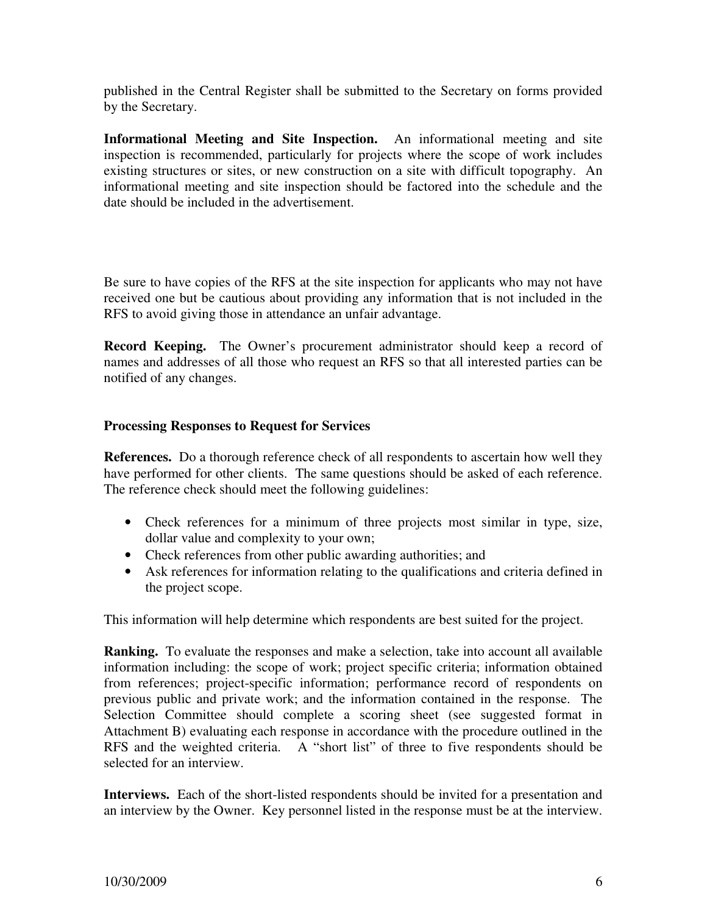published in the Central Register shall be submitted to the Secretary on forms provided by the Secretary.

**Informational Meeting and Site Inspection.** An informational meeting and site inspection is recommended, particularly for projects where the scope of work includes existing structures or sites, or new construction on a site with difficult topography. An informational meeting and site inspection should be factored into the schedule and the date should be included in the advertisement.

Be sure to have copies of the RFS at the site inspection for applicants who may not have received one but be cautious about providing any information that is not included in the RFS to avoid giving those in attendance an unfair advantage.

**Record Keeping.** The Owner's procurement administrator should keep a record of names and addresses of all those who request an RFS so that all interested parties can be notified of any changes.

### Processing Responses to Request for Services

**References.** Do a thorough reference check of all respondents to ascertain how well they have performed for other clients. The same questions should be asked of each reference. The reference check should meet the following guidelines:

- Check references for a minimum of three projects most similar in type, size, dollar value and complexity to your own;
- Check references from other public awarding authorities; and
- Ask references for information relating to the qualifications and criteria defined in the project scope.

This information will help determine which respondents are best suited for the project.

**Ranking.** To evaluate the responses and make a selection, take into account all available information including: the scope of work; project specific criteria; information obtained from references; project-specific information; performance record of respondents on previous public and private work; and the information contained in the response. The Selection Committee should complete a scoring sheet (see suggested format in Attachment B) evaluating each response in accordance with the procedure outlined in the RFS and the weighted criteria. A "short list" of three to five respondents should be selected for an interview.

**Interviews.** Each of the short-listed respondents should be invited for a presentation and an interview by the Owner. Key personnel listed in the response must be at the interview.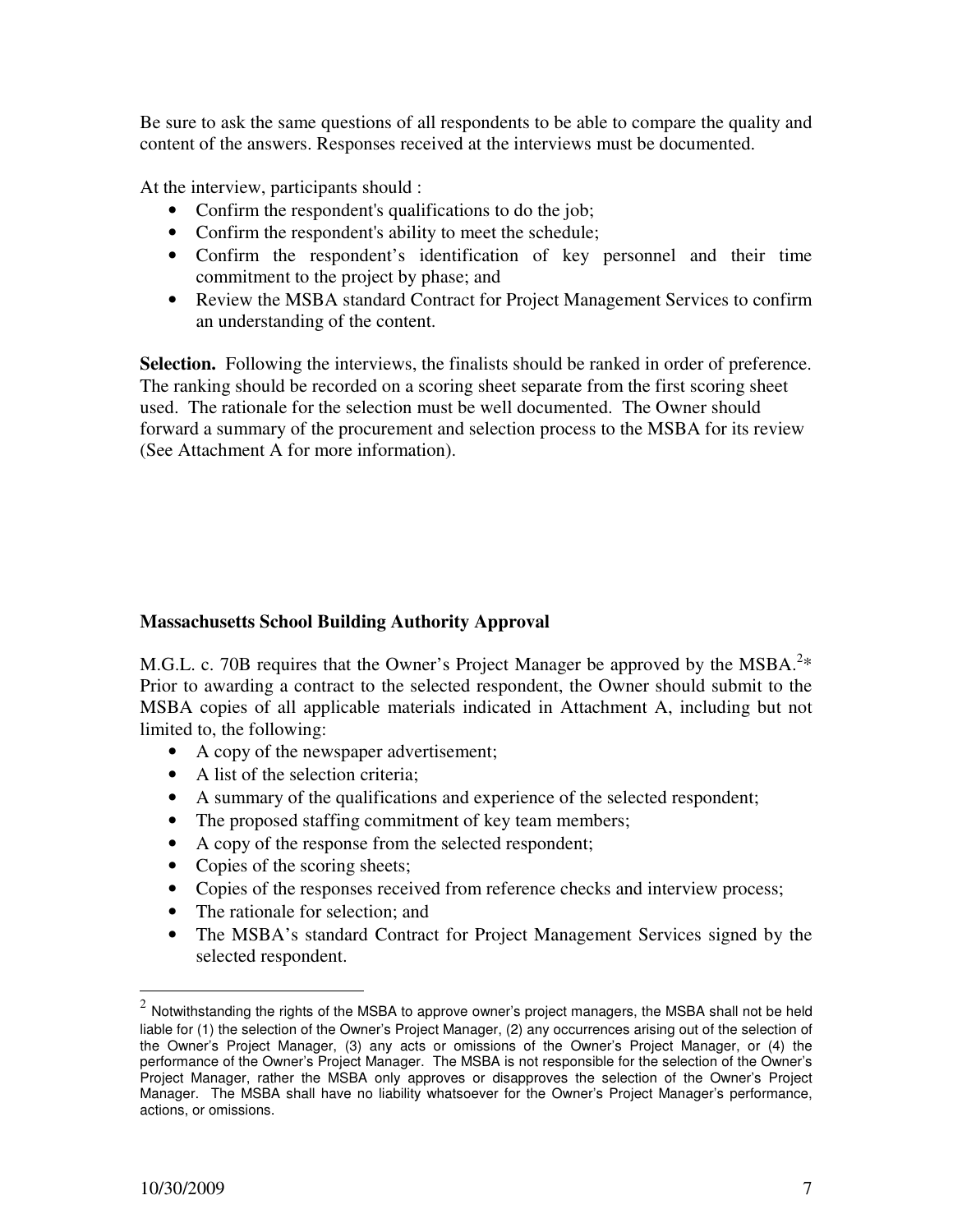Be sure to ask the same questions of all respondents to be able to compare the quality and content of the answers. Responses received at the interviews must be documented.

At the interview, participants should :

- Confirm the respondent's qualifications to do the job;
- Confirm the respondent's ability to meet the schedule;
- Confirm the respondent's identification of key personnel and their time commitment to the project by phase; and
- Review the MSBA standard Contract for Project Management Services to confirm an understanding of the content.

**Selection.** Following the interviews, the finalists should be ranked in order of preference. The ranking should be recorded on a scoring sheet separate from the first scoring sheet used. The rationale for the selection must be well documented. The Owner should forward a summary of the procurement and selection process to the MSBA for its review (See Attachment A for more information).

**Massachusetts School Building Authority Approval**

M.G.L. c. 70B requires that the Owner's Project Manager be approved by the MSBA.[2]* Prior to awarding a contract to the selected respondent, the Owner should submit to the MSBA copies of all applicable materials indicated in Attachment A, including but not limited to, the following:

- A copy of the newspaper advertisement;
- A list of the selection criteria;
- A summary of the qualifications and experience of the selected respondent;
- The proposed staffing commitment of key team members;
- A copy of the response from the selected respondent;
- Copies of the scoring sheets;
- Copies of the responses received from reference checks and interview process;
- The rationale for selection; and
- The MSBA's standard Contract for Project Management Services signed by the selected respondent.

---

[2] Notwithstanding the rights of the MSBA to approve owner's project managers, the MSBA shall not be held liable for (1) the selection of the Owner's Project Manager, (2) any occurrences arising out of the selection of the Owner's Project Manager, (3) any acts or omissions of the Owner's Project Manager, or (4) the performance of the Owner's Project Manager. The MSBA is not responsible for the selection of the Owner's Project Manager, rather the MSBA only approves or disapproves the selection of the Owner's Project Manager. The MSBA shall have no liability whatsoever for the Owner's Project Manager's performance, actions, or omissions.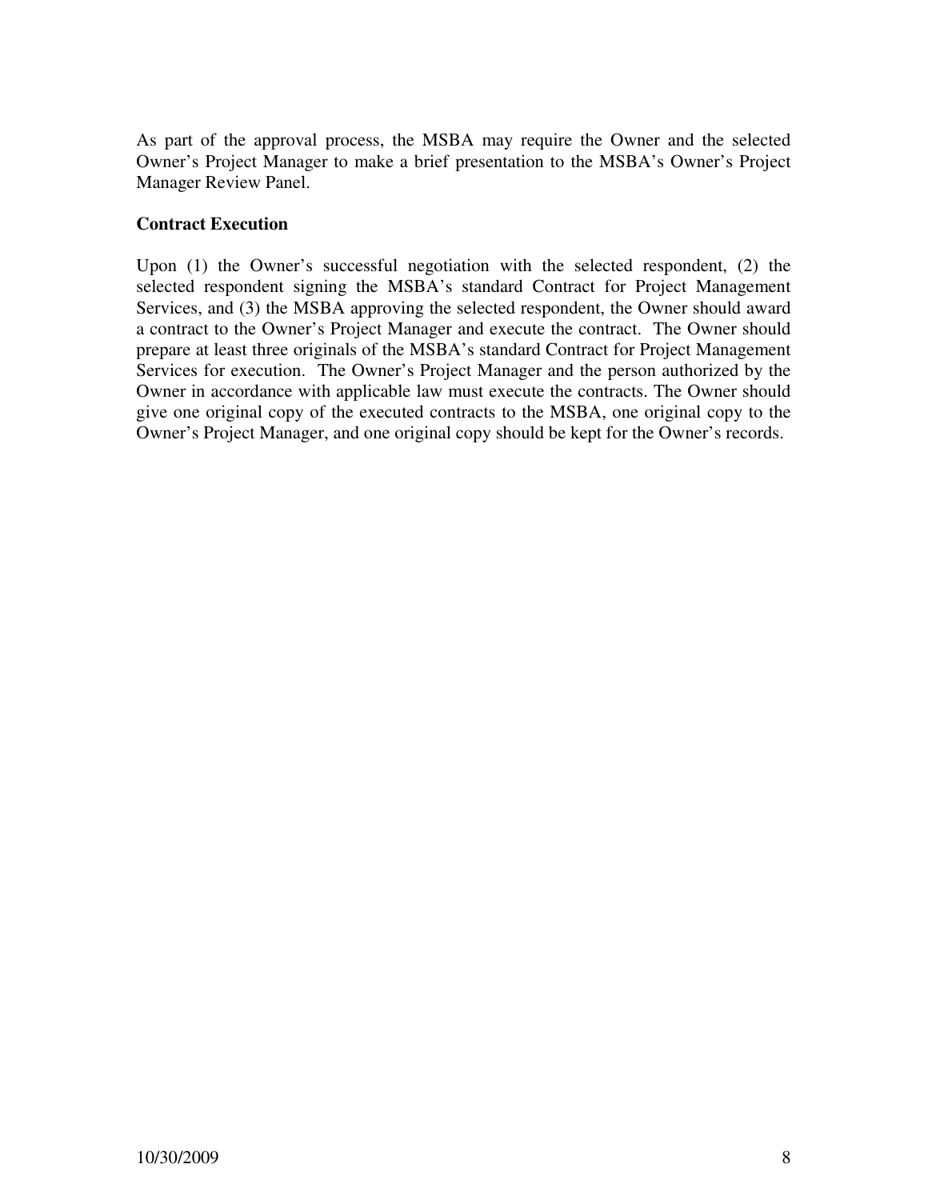As part of the approval process, the MSBA may require the Owner and the selected Owner's Project Manager to make a brief presentation to the MSBA's Owner's Project Manager Review Panel.

**Contract Execution**

Upon (1) the Owner's successful negotiation with the selected respondent, (2) the selected respondent signing the MSBA's standard Contract for Project Management Services, and (3) the MSBA approving the selected respondent, the Owner should award a contract to the Owner's Project Manager and execute the contract. The Owner should prepare at least three originals of the MSBA's standard Contract for Project Management Services for execution. The Owner's Project Manager and the person authorized by the Owner in accordance with applicable law must execute the contracts. The Owner should give one original copy of the executed contracts to the MSBA, one original copy to the Owner's Project Manager, and one original copy should be kept for the Owner's records.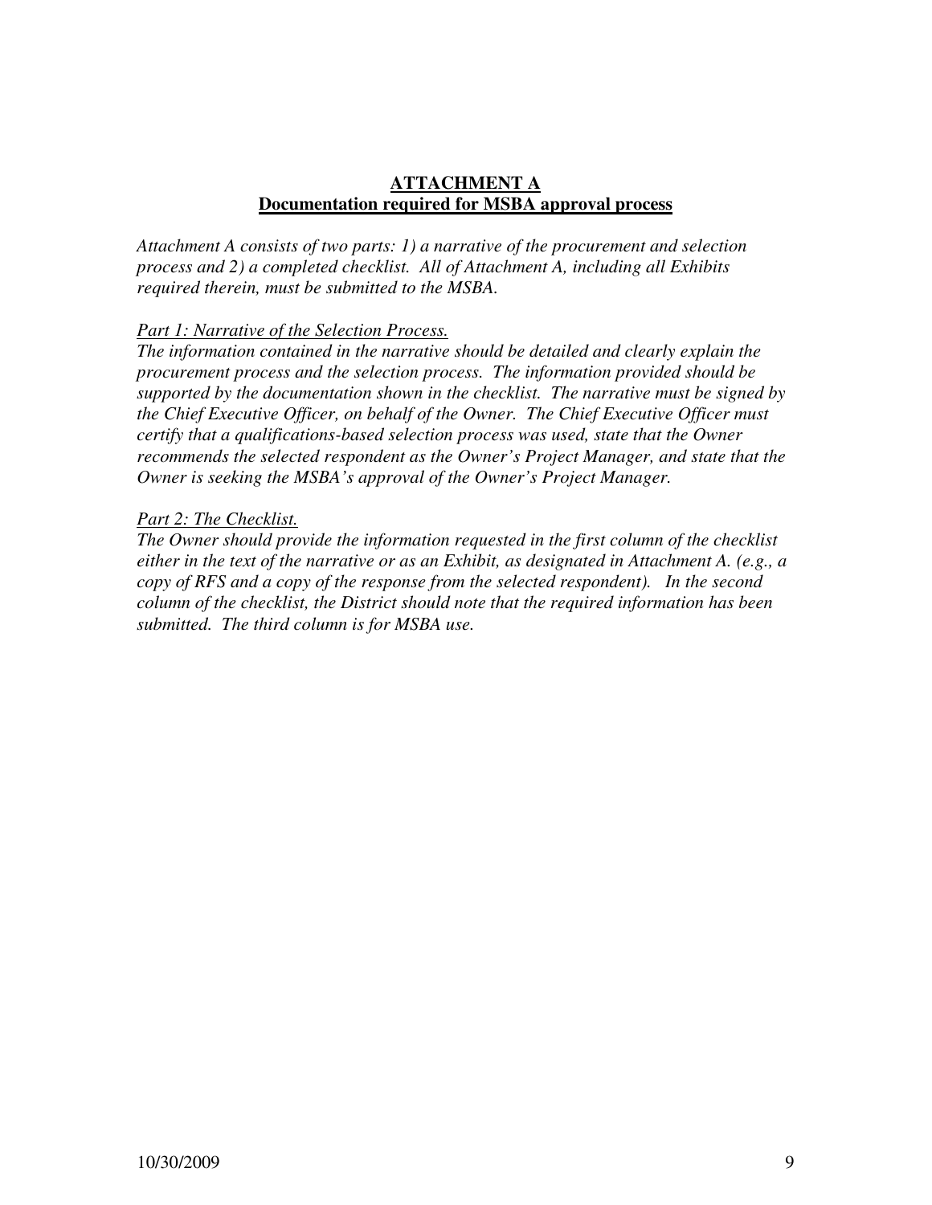## ATTACHMENT A
## Documentation required for MSBA approval process

*Attachment A consists of two parts: 1) a narrative of the procurement and selection process and 2) a completed checklist. All of Attachment A, including all Exhibits required therein, must be submitted to the MSBA.*

*Part 1: Narrative of the Selection Process.*

*The information contained in the narrative should be detailed and clearly explain the procurement process and the selection process. The information provided should be supported by the documentation shown in the checklist. The narrative must be signed by the Chief Executive Officer, on behalf of the Owner. The Chief Executive Officer must certify that a qualifications-based selection process was used, state that the Owner recommends the selected respondent as the Owner's Project Manager, and state that the Owner is seeking the MSBA's approval of the Owner's Project Manager.*

*Part 2: The Checklist.*

*The Owner should provide the information requested in the first column of the checklist either in the text of the narrative or as an Exhibit, as designated in Attachment A. (e.g., a copy of RFS and a copy of the response from the selected respondent). In the second column of the checklist, the District should note that the required information has been submitted. The third column is for MSBA use.*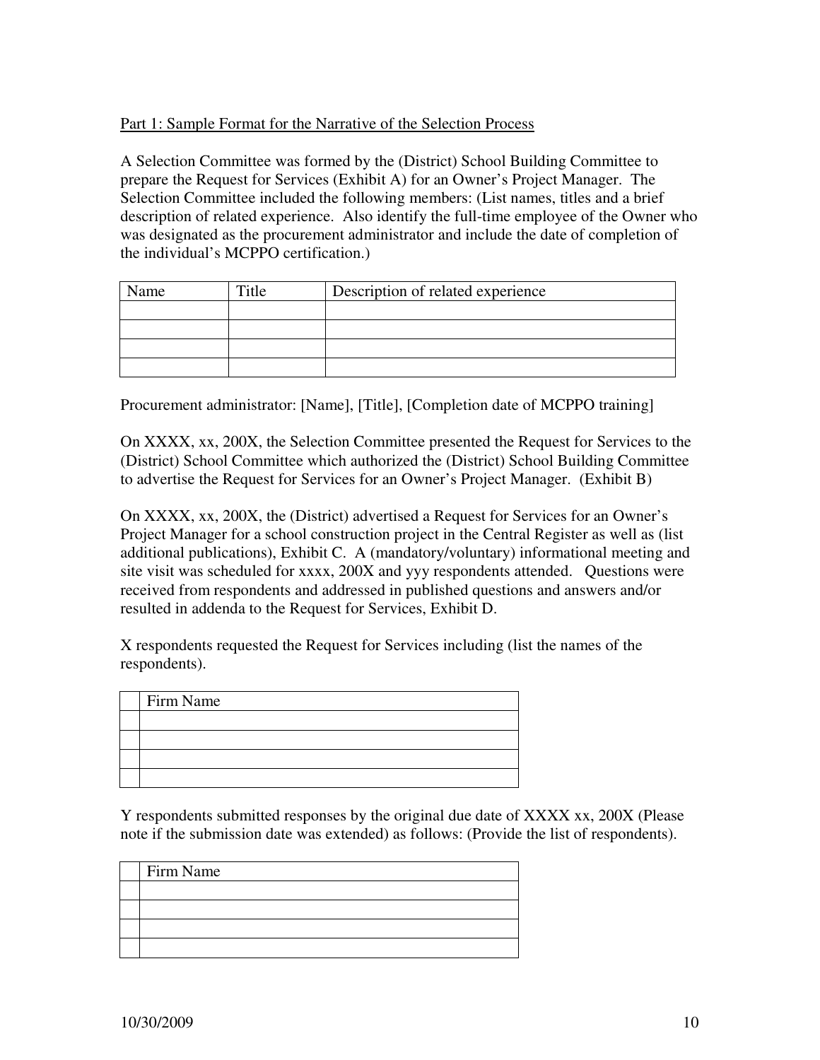Part 1: Sample Format for the Narrative of the Selection Process

A Selection Committee was formed by the (District) School Building Committee to prepare the Request for Services (Exhibit A) for an Owner's Project Manager. The Selection Committee included the following members: (List names, titles and a brief description of related experience. Also identify the full-time employee of the Owner who was designated as the procurement administrator and include the date of completion of the individual's MCPPO certification.)

| Name | Title | Description of related experience |
|---|---|---|
| | | |
| | | |
| | | |
| | | |

Procurement administrator: [Name], [Title], [Completion date of MCPPO training]

On XXXX, xx, 200X, the Selection Committee presented the Request for Services to the (District) School Committee which authorized the (District) School Building Committee to advertise the Request for Services for an Owner's Project Manager. (Exhibit B)

On XXXX, xx, 200X, the (District) advertised a Request for Services for an Owner's Project Manager for a school construction project in the Central Register as well as (list additional publications), Exhibit C. A (mandatory/voluntary) informational meeting and site visit was scheduled for xxxx, 200X and yyy respondents attended. Questions were received from respondents and addressed in published questions and answers and/or resulted in addenda to the Request for Services, Exhibit D.

X respondents requested the Request for Services including (list the names of the respondents).

| | Firm Name |
|---|---|
| | |
| | |
| | |
| | |

Y respondents submitted responses by the original due date of XXXX xx, 200X (Please note if the submission date was extended) as follows: (Provide the list of respondents).

| | Firm Name |
|---|---|
| | |
| | |
| | |
| | |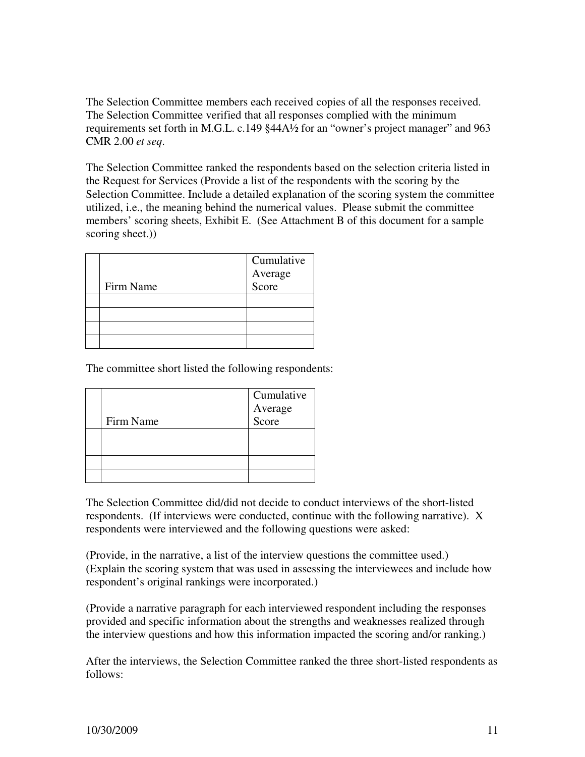The Selection Committee members each received copies of all the responses received. The Selection Committee verified that all responses complied with the minimum requirements set forth in M.G.L. c.149 §44A½ for an "owner's project manager" and 963 CMR 2.00 *et seq*.

The Selection Committee ranked the respondents based on the selection criteria listed in the Request for Services (Provide a list of the respondents with the scoring by the Selection Committee. Include a detailed explanation of the scoring system the committee utilized, i.e., the meaning behind the numerical values. Please submit the committee members' scoring sheets, Exhibit E. (See Attachment B of this document for a sample scoring sheet.))

| | Firm Name | Cumulative Average Score |
|---|---|---|
| | | |
| | | |
| | | |
| | | |

The committee short listed the following respondents:

| | Firm Name | Cumulative Average Score |
|---|---|---|
| | | |
| | | |
| | | |

The Selection Committee did/did not decide to conduct interviews of the short-listed respondents. (If interviews were conducted, continue with the following narrative). X respondents were interviewed and the following questions were asked:

(Provide, in the narrative, a list of the interview questions the committee used.)
(Explain the scoring system that was used in assessing the interviewees and include how respondent's original rankings were incorporated.)

(Provide a narrative paragraph for each interviewed respondent including the responses provided and specific information about the strengths and weaknesses realized through the interview questions and how this information impacted the scoring and/or ranking.)

After the interviews, the Selection Committee ranked the three short-listed respondents as follows: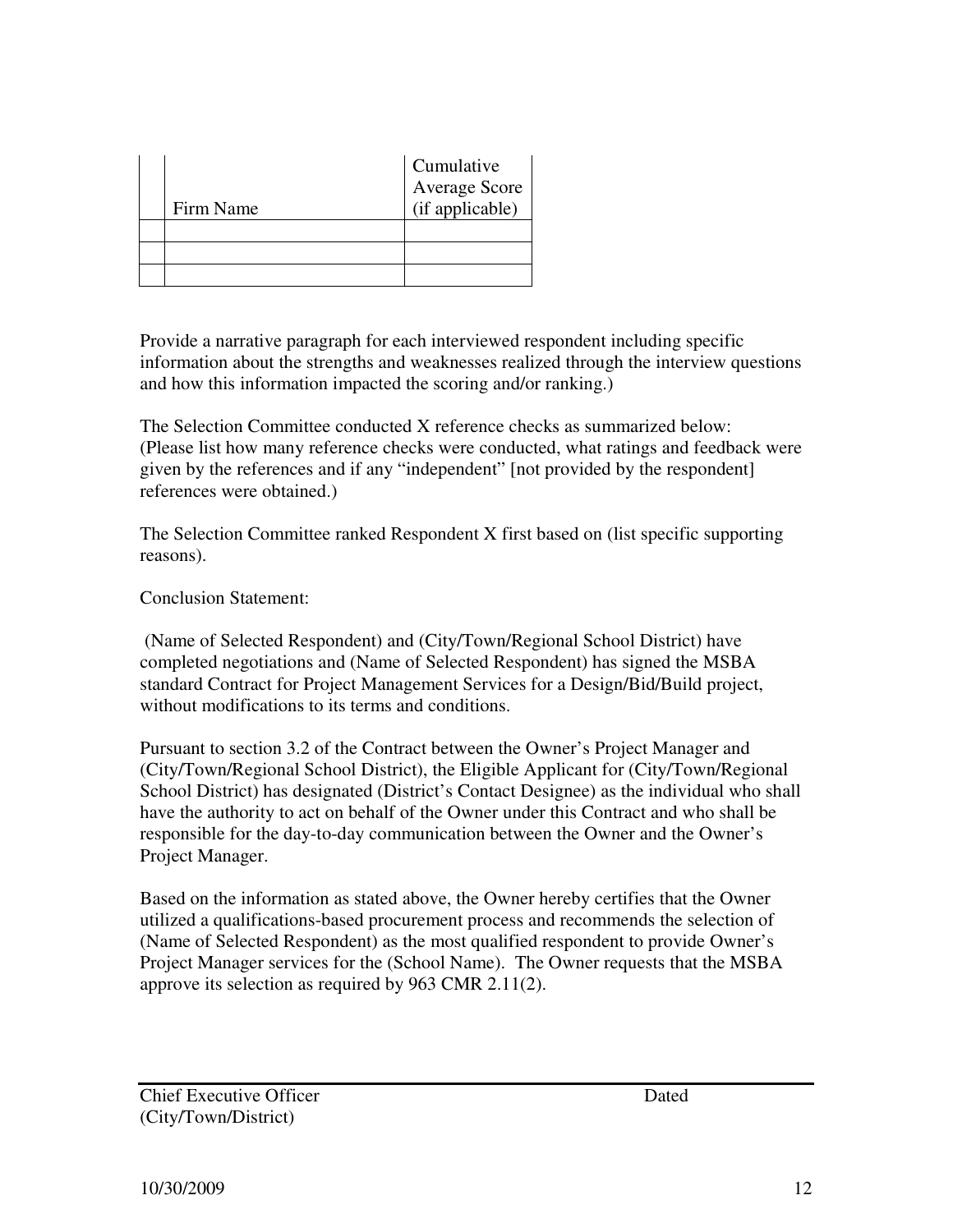| | Firm Name | Cumulative Average Score (if applicable) |
|---|---|---|
| | | |
| | | |
| | | |

Provide a narrative paragraph for each interviewed respondent including specific information about the strengths and weaknesses realized through the interview questions and how this information impacted the scoring and/or ranking.)

The Selection Committee conducted X reference checks as summarized below: (Please list how many reference checks were conducted, what ratings and feedback were given by the references and if any "independent" [not provided by the respondent] references were obtained.)

The Selection Committee ranked Respondent X first based on (list specific supporting reasons).

Conclusion Statement:

(Name of Selected Respondent) and (City/Town/Regional School District) have completed negotiations and (Name of Selected Respondent) has signed the MSBA standard Contract for Project Management Services for a Design/Bid/Build project, without modifications to its terms and conditions.

Pursuant to section 3.2 of the Contract between the Owner's Project Manager and (City/Town/Regional School District), the Eligible Applicant for (City/Town/Regional School District) has designated (District's Contact Designee) as the individual who shall have the authority to act on behalf of the Owner under this Contract and who shall be responsible for the day-to-day communication between the Owner and the Owner's Project Manager.

Based on the information as stated above, the Owner hereby certifies that the Owner utilized a qualifications-based procurement process and recommends the selection of (Name of Selected Respondent) as the most qualified respondent to provide Owner's Project Manager services for the (School Name). The Owner requests that the MSBA approve its selection as required by 963 CMR 2.11(2).

Chief Executive Officer (City/Town/District) Dated

10/30/2009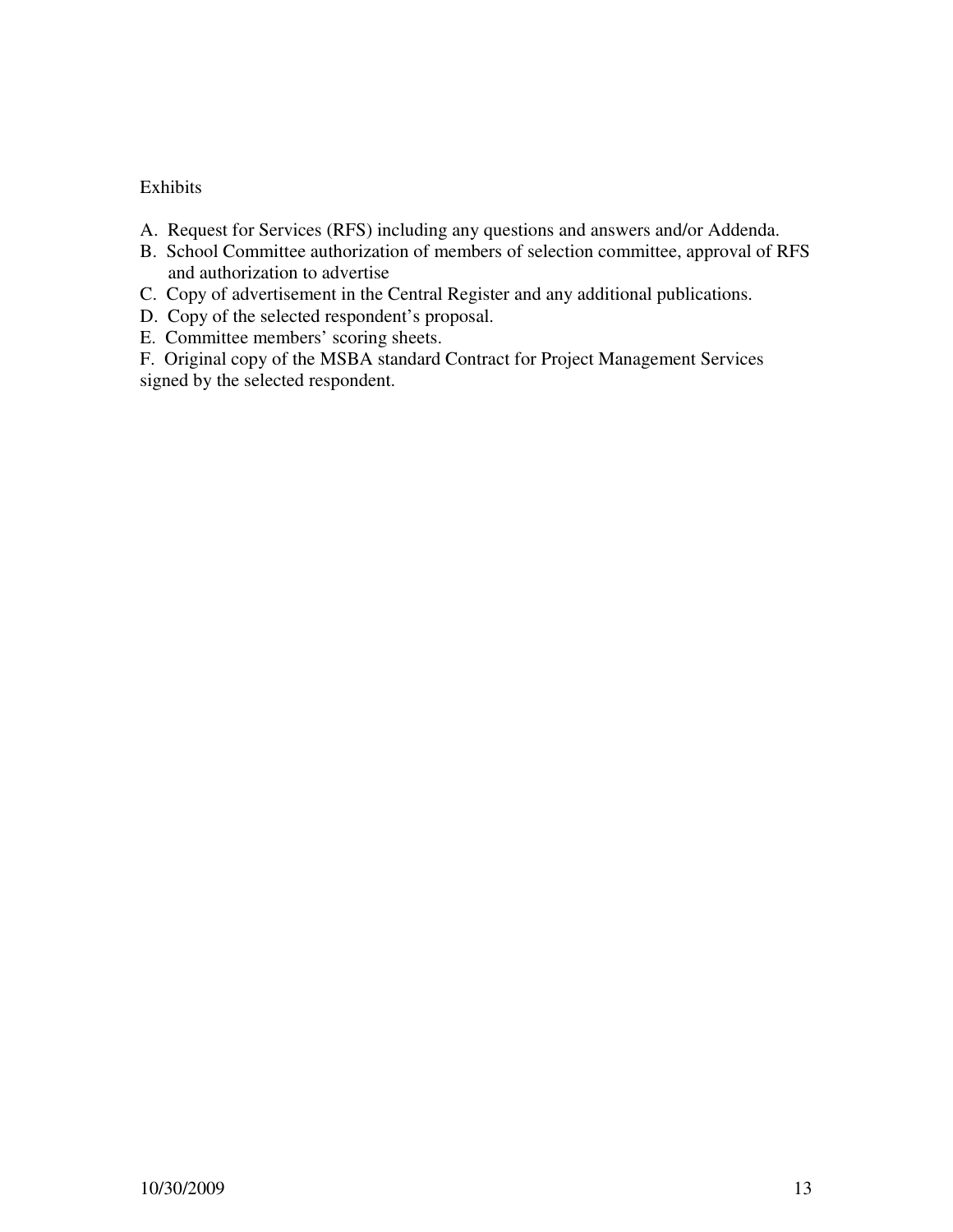Exhibits

A. Request for Services (RFS) including any questions and answers and/or Addenda.
B. School Committee authorization of members of selection committee, approval of RFS and authorization to advertise
C. Copy of advertisement in the Central Register and any additional publications.
D. Copy of the selected respondent's proposal.
E. Committee members' scoring sheets.
F. Original copy of the MSBA standard Contract for Project Management Services signed by the selected respondent.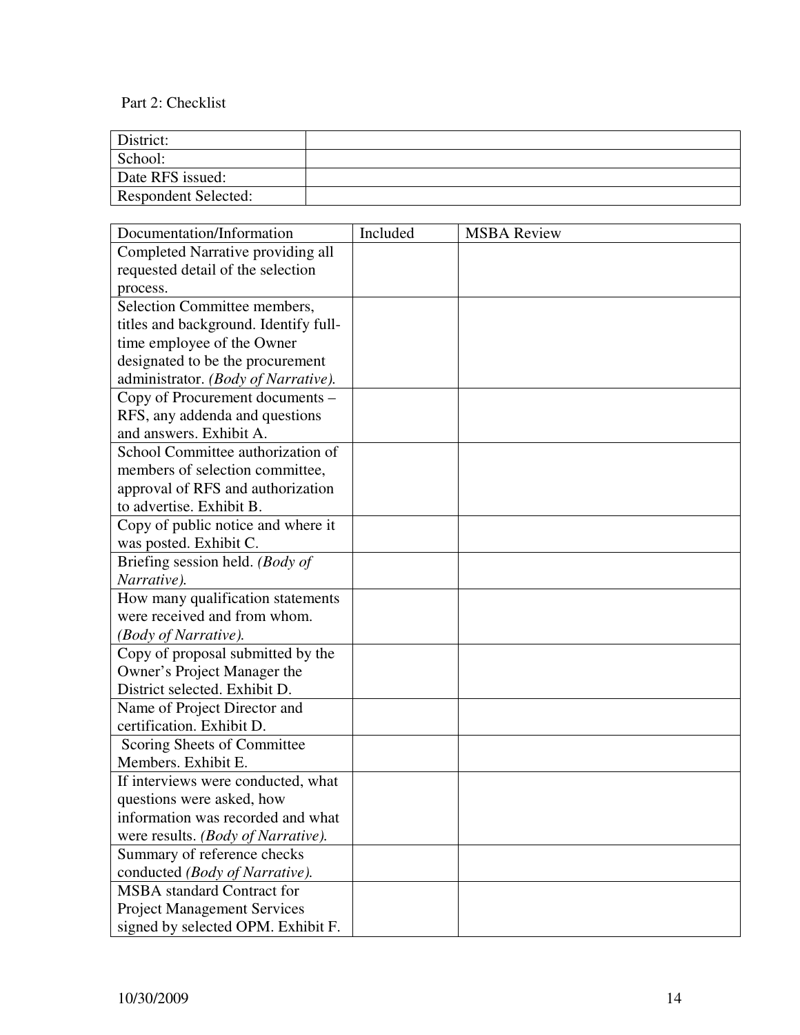Part 2: Checklist

| District: | |
|---|---|
| School: | |
| Date RFS issued: | |
| Respondent Selected: | |

| Documentation/Information | Included | MSBA Review |
|---|---|---|
| Completed Narrative providing all requested detail of the selection process. | | |
| Selection Committee members, titles and background. Identify full-time employee of the Owner designated to be the procurement administrator. *(Body of Narrative).* | | |
| Copy of Procurement documents – RFS, any addenda and questions and answers. Exhibit A. | | |
| School Committee authorization of members of selection committee, approval of RFS and authorization to advertise. Exhibit B. | | |
| Copy of public notice and where it was posted. Exhibit C. | | |
| Briefing session held. *(Body of Narrative).* | | |
| How many qualification statements were received and from whom. *(Body of Narrative).* | | |
| Copy of proposal submitted by the Owner's Project Manager the District selected. Exhibit D. | | |
| Name of Project Director and certification. Exhibit D. | | |
| Scoring Sheets of Committee Members. Exhibit E. | | |
| If interviews were conducted, what questions were asked, how information was recorded and what were results. *(Body of Narrative).* | | |
| Summary of reference checks conducted *(Body of Narrative).* | | |
| MSBA standard Contract for Project Management Services signed by selected OPM. Exhibit F. | | |

10/30/2009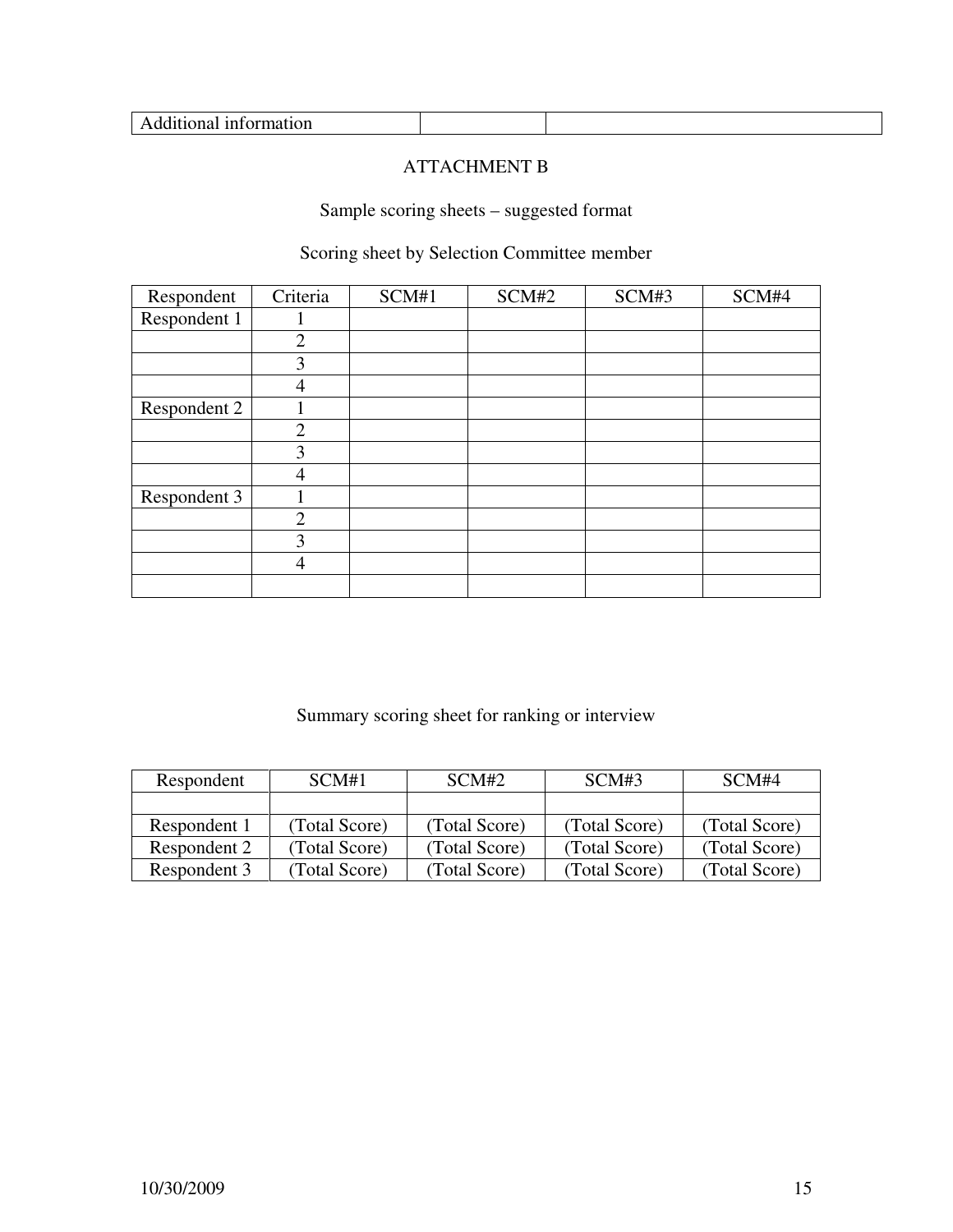| | | |
|---|---|---|
| Additional information | | |

ATTACHMENT B

Sample scoring sheets – suggested format

Scoring sheet by Selection Committee member

| Respondent | Criteria | SCM#1 | SCM#2 | SCM#3 | SCM#4 |
|---|---|---|---|---|---|
| Respondent 1 | 1 | | | | |
| | 2 | | | | |
| | 3 | | | | |
| | 4 | | | | |
| Respondent 2 | 1 | | | | |
| | 2 | | | | |
| | 3 | | | | |
| | 4 | | | | |
| Respondent 3 | 1 | | | | |
| | 2 | | | | |
| | 3 | | | | |
| | 4 | | | | |
| | | | | | |

Summary scoring sheet for ranking or interview

| Respondent | SCM#1 | SCM#2 | SCM#3 | SCM#4 |
|---|---|---|---|---|
| | | | | |
| Respondent 1 | (Total Score) | (Total Score) | (Total Score) | (Total Score) |
| Respondent 2 | (Total Score) | (Total Score) | (Total Score) | (Total Score) |
| Respondent 3 | (Total Score) | (Total Score) | (Total Score) | (Total Score) |

10/30/2009